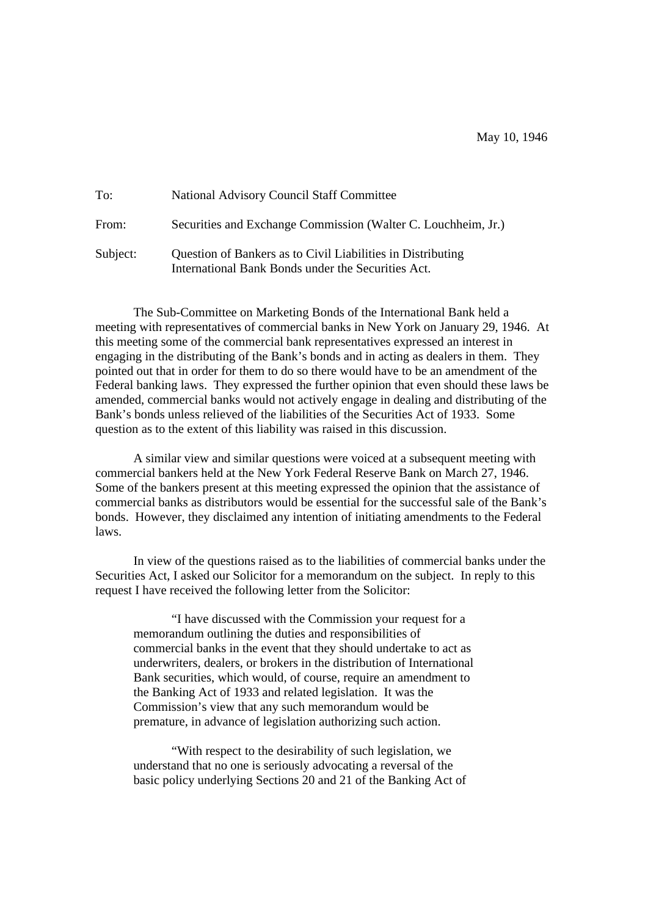May 10, 1946

To: National Advisory Council Staff Committee

From: Securities and Exchange Commission (Walter C. Louchheim, Jr.)

Subject: Question of Bankers as to Civil Liabilities in Distributing International Bank Bonds under the Securities Act.

The Sub-Committee on Marketing Bonds of the International Bank held a meeting with representatives of commercial banks in New York on January 29, 1946. At this meeting some of the commercial bank representatives expressed an interest in engaging in the distributing of the Bank's bonds and in acting as dealers in them. They pointed out that in order for them to do so there would have to be an amendment of the Federal banking laws. They expressed the further opinion that even should these laws be amended, commercial banks would not actively engage in dealing and distributing of the Bank's bonds unless relieved of the liabilities of the Securities Act of 1933. Some question as to the extent of this liability was raised in this discussion.

A similar view and similar questions were voiced at a subsequent meeting with commercial bankers held at the New York Federal Reserve Bank on March 27, 1946. Some of the bankers present at this meeting expressed the opinion that the assistance of commercial banks as distributors would be essential for the successful sale of the Bank's bonds. However, they disclaimed any intention of initiating amendments to the Federal laws.

In view of the questions raised as to the liabilities of commercial banks under the Securities Act, I asked our Solicitor for a memorandum on the subject. In reply to this request I have received the following letter from the Solicitor:

> "I have discussed with the Commission your request for a memorandum outlining the duties and responsibilities of commercial banks in the event that they should undertake to act as underwriters, dealers, or brokers in the distribution of International Bank securities, which would, of course, require an amendment to the Banking Act of 1933 and related legislation. It was the Commission's view that any such memorandum would be premature, in advance of legislation authorizing such action.
>
> "With respect to the desirability of such legislation, we understand that no one is seriously advocating a reversal of the basic policy underlying Sections 20 and 21 of the Banking Act of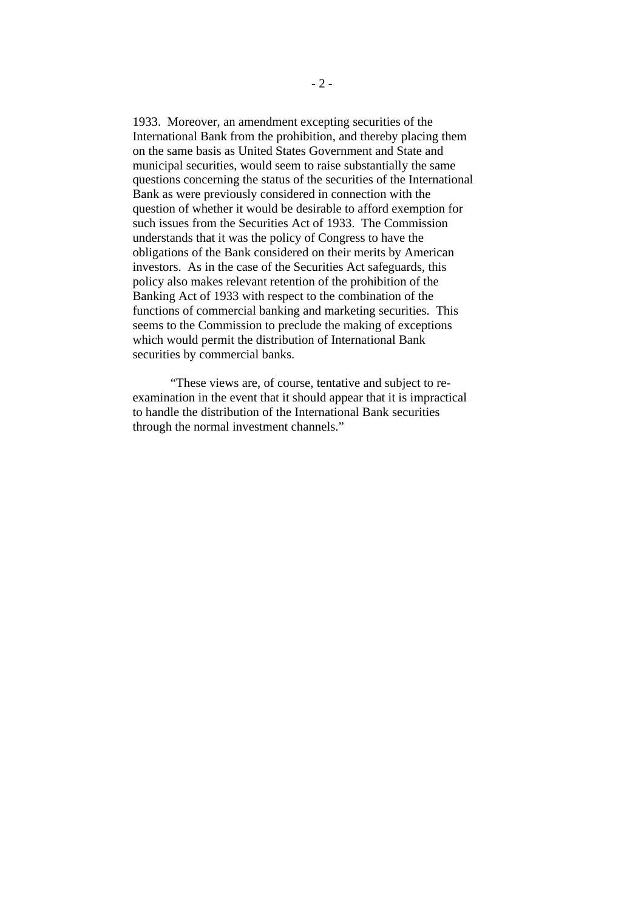1933. Moreover, an amendment excepting securities of the International Bank from the prohibition, and thereby placing them on the same basis as United States Government and State and municipal securities, would seem to raise substantially the same questions concerning the status of the securities of the International Bank as were previously considered in connection with the question of whether it would be desirable to afford exemption for such issues from the Securities Act of 1933. The Commission understands that it was the policy of Congress to have the obligations of the Bank considered on their merits by American investors. As in the case of the Securities Act safeguards, this policy also makes relevant retention of the prohibition of the Banking Act of 1933 with respect to the combination of the functions of commercial banking and marketing securities. This seems to the Commission to preclude the making of exceptions which would permit the distribution of International Bank securities by commercial banks.

"These views are, of course, tentative and subject to re-examination in the event that it should appear that it is impractical to handle the distribution of the International Bank securities through the normal investment channels."